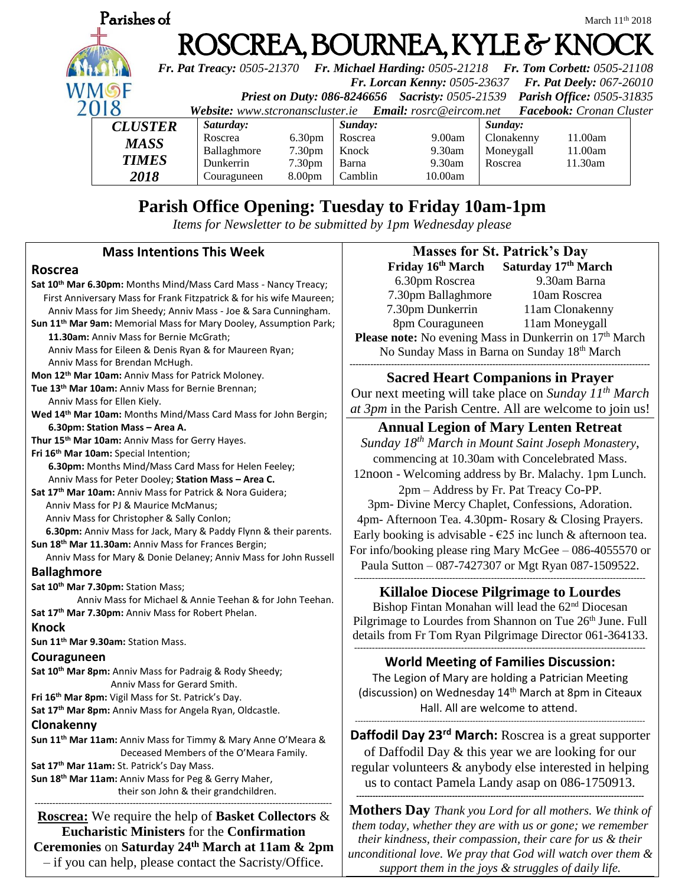Parishes of

March 11th 2018

# ROSCREA, BOURNEA, KYLE & KNOCK

***Fr. Pat Treacy:** 0505-21370* ***Fr. Michael Harding:** 0505-21218* ***Fr. Tom Corbett:** 0505-21108*
***Fr. Lorcan Kenny:** 0505-23637* ***Fr. Pat Deely:** 067-26010*
***Priest on Duty:** 086-8246656* ***Sacristy:** 0505-21539* ***Parish Office:** 0505-31835*
***Website:** www.stcronanscluster.ie* ***Email:** rosrc@eircom.net* ***Facebook:** Cronan Cluster*

| CLUSTER MASS TIMES 2018 | Saturday: | | Sunday: | | Sunday: | |
|---|---|---|---|---|---|---|
| | Roscrea | 6.30pm | Roscrea | 9.00am | Clonakenny | 11.00am |
| | Ballaghmore | 7.30pm | Knock | 9.30am | Moneygall | 11.00am |
| | Dunkerrin | 7.30pm | Barna | 9.30am | Roscrea | 11.30am |
| | Couraguneen | 8.00pm | Camblin | 10.00am | | |

## Parish Office Opening: Tuesday to Friday 10am-1pm

*Items for Newsletter to be submitted by 1pm Wednesday please*

### Mass Intentions This Week

**Roscrea**

**Sat 10th Mar 6.30pm:** Months Mind/Mass Card Mass - Nancy Treacy; First Anniversary Mass for Frank Fitzpatrick & for his wife Maureen; Anniv Mass for Jim Sheedy; Anniv Mass - Joe & Sara Cunningham.
**Sun 11th Mar 9am:** Memorial Mass for Mary Dooley, Assumption Park;
**11.30am:** Anniv Mass for Bernie McGrath; Anniv Mass for Eileen & Denis Ryan & for Maureen Ryan; Anniv Mass for Brendan McHugh.
**Mon 12th Mar 10am:** Anniv Mass for Patrick Moloney.
**Tue 13th Mar 10am:** Anniv Mass for Bernie Brennan; Anniv Mass for Ellen Kiely.
**Wed 14th Mar 10am:** Months Mind/Mass Card Mass for John Bergin;
**6.30pm: Station Mass – Area A.**
**Thur 15th Mar 10am:** Anniv Mass for Gerry Hayes.
**Fri 16th Mar 10am:** Special Intention;
**6.30pm:** Months Mind/Mass Card Mass for Helen Feeley; Anniv Mass for Peter Dooley; **Station Mass – Area C.**
**Sat 17th Mar 10am:** Anniv Mass for Patrick & Nora Guidera; Anniv Mass for PJ & Maurice McManus; Anniv Mass for Christopher & Sally Conlon;
**6.30pm:** Anniv Mass for Jack, Mary & Paddy Flynn & their parents.
**Sun 18th Mar 11.30am:** Anniv Mass for Frances Bergin; Anniv Mass for Mary & Donie Delaney; Anniv Mass for John Russell

**Ballaghmore**

**Sat 10th Mar 7.30pm:** Station Mass; Anniv Mass for Michael & Annie Teehan & for John Teehan.
**Sat 17th Mar 7.30pm:** Anniv Mass for Robert Phelan.

**Knock**

**Sun 11th Mar 9.30am:** Station Mass.

**Couraguneen**

**Sat 10th Mar 8pm:** Anniv Mass for Padraig & Rody Sheedy; Anniv Mass for Gerard Smith.
**Fri 16th Mar 8pm:** Vigil Mass for St. Patrick's Day.
**Sat 17th Mar 8pm:** Anniv Mass for Angela Ryan, Oldcastle.

**Clonakenny**

**Sun 11th Mar 11am:** Anniv Mass for Timmy & Mary Anne O'Meara & Deceased Members of the O'Meara Family.
**Sat 17th Mar 11am:** St. Patrick's Day Mass.
**Sun 18th Mar 11am:** Anniv Mass for Peg & Gerry Maher, their son John & their grandchildren.

---

**Roscrea:** We require the help of **Basket Collectors** & **Eucharistic Ministers** for the **Confirmation Ceremonies** on **Saturday 24th March at 11am & 2pm** – if you can help, please contact the Sacristy/Office.

### Masses for St. Patrick's Day

| Friday 16th March | Saturday 17th March |
|---|---|
| 6.30pm Roscrea | 9.30am Barna |
| 7.30pm Ballaghmore | 10am Roscrea |
| 7.30pm Dunkerrin | 11am Clonakenny |
| 8pm Couraguneen | 11am Moneygall |

**Please note:** No evening Mass in Dunkerrin on 17th March
No Sunday Mass in Barna on Sunday 18th March

---

### Sacred Heart Companions in Prayer

Our next meeting will take place on *Sunday 11th March at 3pm* in the Parish Centre. All are welcome to join us!

### Annual Legion of Mary Lenten Retreat

*Sunday 18th March in Mount Saint Joseph Monastery*, commencing at 10.30am with Concelebrated Mass.
12noon - Welcoming address by Br. Malachy. 1pm Lunch.
2pm – Address by Fr. Pat Treacy Co-PP.
3pm- Divine Mercy Chaplet, Confessions, Adoration.
4pm- Afternoon Tea. 4.30pm- Rosary & Closing Prayers.
Early booking is advisable - €25 inc lunch & afternoon tea.
For info/booking please ring Mary McGee – 086-4055570 or Paula Sutton – 087-7427307 or Mgt Ryan 087-1509522.

---

### Killaloe Diocese Pilgrimage to Lourdes

Bishop Fintan Monahan will lead the 62nd Diocesan Pilgrimage to Lourdes from Shannon on Tue 26th June. Full details from Fr Tom Ryan Pilgrimage Director 061-364133.

---

### World Meeting of Families Discussion:

The Legion of Mary are holding a Patrician Meeting (discussion) on Wednesday 14th March at 8pm in Citeaux Hall. All are welcome to attend.

---

**Daffodil Day 23rd March:** Roscrea is a great supporter of Daffodil Day & this year we are looking for our regular volunteers & anybody else interested in helping us to contact Pamela Landy asap on 086-1750913.

---

**Mothers Day** *Thank you Lord for all mothers. We think of them today, whether they are with us or gone; we remember their kindness, their compassion, their care for us & their unconditional love. We pray that God will watch over them & support them in the joys & struggles of daily life.*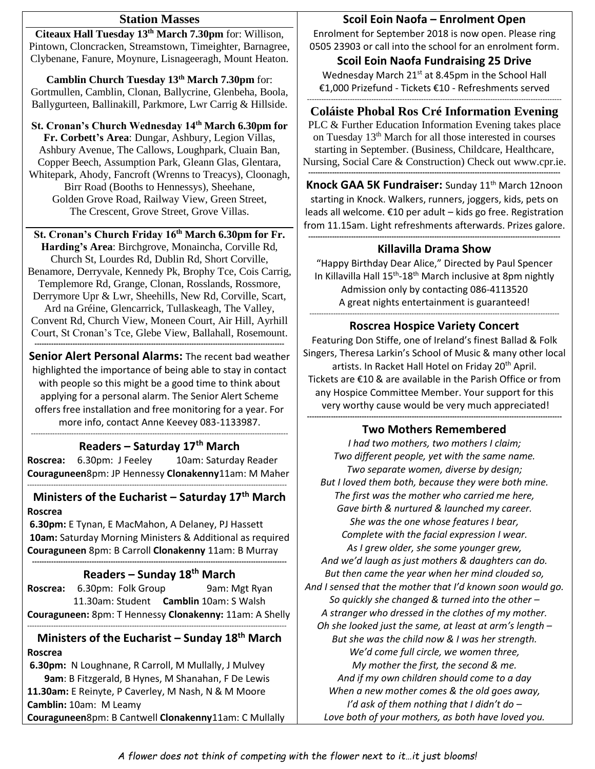## Station Masses

**Citeaux Hall Tuesday 13th March 7.30pm** for: Willison, Pintown, Cloncracken, Streamstown, Timeighter, Barnagree, Clybenane, Fanure, Moynure, Lisnageeragh, Mount Heaton.

**Camblin Church Tuesday 13th March 7.30pm** for: Gortmullen, Camblin, Clonan, Ballycrine, Glenbeha, Boola, Ballygurteen, Ballinakill, Parkmore, Lwr Carrig & Hillside.

**St. Cronan's Church Wednesday 14th March 6.30pm for Fr. Corbett's Area**: Dungar, Ashbury, Legion Villas, Ashbury Avenue, The Callows, Loughpark, Cluain Ban, Copper Beech, Assumption Park, Gleann Glas, Glentara, Whitepark, Ahody, Fancroft (Wrenns to Treacys), Cloonagh, Birr Road (Booths to Hennessys), Sheehane, Golden Grove Road, Railway View, Green Street, The Crescent, Grove Street, Grove Villas.

**St. Cronan's Church Friday 16th March 6.30pm for Fr. Harding's Area**: Birchgrove, Monaincha, Corville Rd, Church St, Lourdes Rd, Dublin Rd, Short Corville, Benamore, Derryvale, Kennedy Pk, Brophy Tce, Cois Carrig, Templemore Rd, Grange, Clonan, Rosslands, Rossmore, Derrymore Upr & Lwr, Sheehills, New Rd, Corville, Scart, Ard na Gréine, Glencarrick, Tullaskeagh, The Valley, Convent Rd, Church View, Moneen Court, Air Hill, Ayrhill Court, St Cronan's Tce, Glebe View, Ballahall, Rosemount.

**Senior Alert Personal Alarms:** The recent bad weather highlighted the importance of being able to stay in contact with people so this might be a good time to think about applying for a personal alarm. The Senior Alert Scheme offers free installation and free monitoring for a year. For more info, contact Anne Keevey 083-1133987.

### Readers – Saturday 17th March

**Roscrea:** 6.30pm: J Feeley 10am: Saturday Reader
**Couraguneen** 8pm: JP Hennessy **Clonakenny** 11am: M Maher

### Ministers of the Eucharist – Saturday 17th March

**Roscrea**
**6.30pm:** E Tynan, E MacMahon, A Delaney, PJ Hassett
**10am:** Saturday Morning Ministers & Additional as required
**Couraguneen** 8pm: B Carroll **Clonakenny** 11am: B Murray

### Readers – Sunday 18th March

**Roscrea:** 6.30pm: Folk Group 9am: Mgt Ryan
11.30am: Student **Camblin** 10am: S Walsh
**Couraguneen:** 8pm: T Hennessy **Clonakenny:** 11am: A Shelly

### Ministers of the Eucharist – Sunday 18th March

**Roscrea**
**6.30pm:** N Loughnane, R Carroll, M Mullally, J Mulvey
**9am**: B Fitzgerald, B Hynes, M Shanahan, F De Lewis
**11.30am:** E Reinyte, P Caverley, M Nash, N & M Moore
**Camblin:** 10am: M Leamy
**Couraguneen** 8pm: B Cantwell **Clonakenny** 11am: C Mullally

### Scoil Eoin Naofa – Enrolment Open

Enrolment for September 2018 is now open. Please ring 0505 23903 or call into the school for an enrolment form.

### Scoil Eoin Naofa Fundraising 25 Drive

Wednesday March 21st at 8.45pm in the School Hall
€1,000 Prizefund - Tickets €10 - Refreshments served

### Coláiste Phobal Ros Cré Information Evening

PLC & Further Education Information Evening takes place on Tuesday 13th March for all those interested in courses starting in September. (Business, Childcare, Healthcare, Nursing, Social Care & Construction) Check out www.cpr.ie.

**Knock GAA 5K Fundraiser:** Sunday 11th March 12noon starting in Knock. Walkers, runners, joggers, kids, pets on leads all welcome. €10 per adult – kids go free. Registration from 11.15am. Light refreshments afterwards. Prizes galore.

### Killavilla Drama Show

"Happy Birthday Dear Alice," Directed by Paul Spencer
In Killavilla Hall 15th-18th March inclusive at 8pm nightly
Admission only by contacting 086-4113520
A great nights entertainment is guaranteed!

### Roscrea Hospice Variety Concert

Featuring Don Stiffe, one of Ireland's finest Ballad & Folk Singers, Theresa Larkin's School of Music & many other local artists. In Racket Hall Hotel on Friday 20th April. Tickets are €10 & are available in the Parish Office or from any Hospice Committee Member. Your support for this very worthy cause would be very much appreciated!

### Two Mothers Remembered

*I had two mothers, two mothers I claim;*
*Two different people, yet with the same name.*
*Two separate women, diverse by design;*
*But I loved them both, because they were both mine.*
*The first was the mother who carried me here,*
*Gave birth & nurtured & launched my career.*
*She was the one whose features I bear,*
*Complete with the facial expression I wear.*
*As I grew older, she some younger grew,*
*And we'd laugh as just mothers & daughters can do.*
*But then came the year when her mind clouded so,*
*And I sensed that the mother that I'd known soon would go.*
*So quickly she changed & turned into the other –*
*A stranger who dressed in the clothes of my mother.*
*Oh she looked just the same, at least at arm's length –*
*But she was the child now & I was her strength.*
*We'd come full circle, we women three,*
*My mother the first, the second & me.*
*And if my own children should come to a day*
*When a new mother comes & the old goes away,*
*I'd ask of them nothing that I didn't do –*
*Love both of your mothers, as both have loved you.*

*A flower does not think of competing with the flower next to it…it just blooms!*